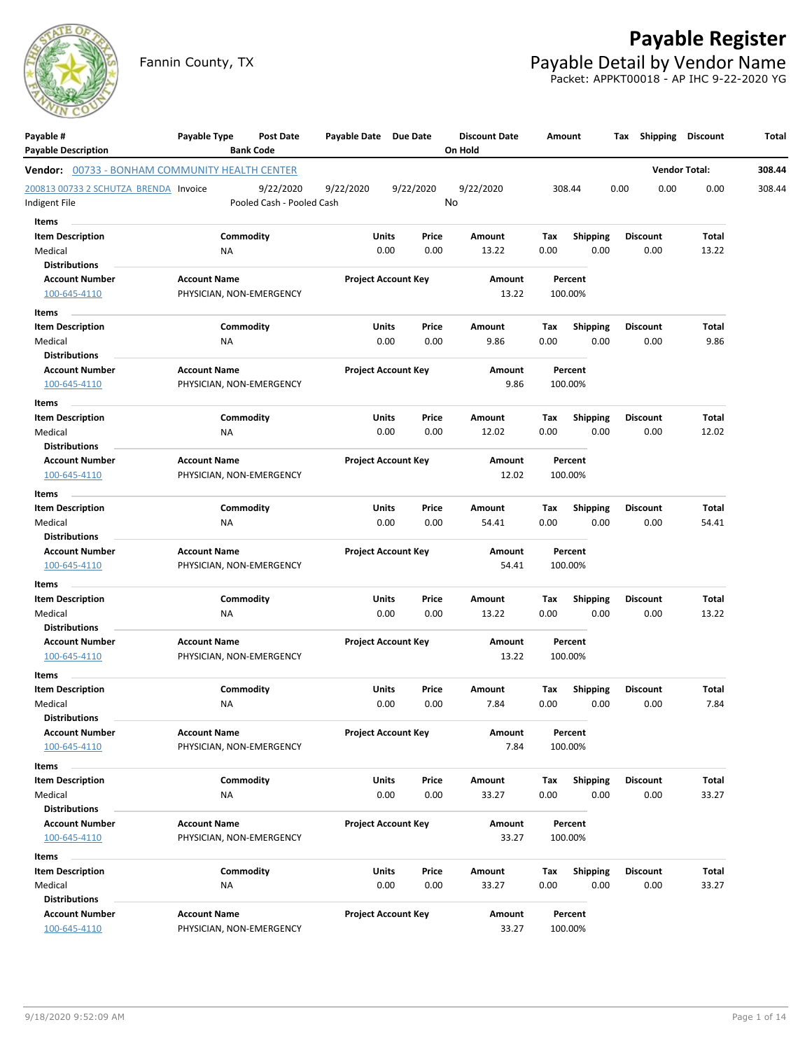Fannin County, TX

# Payable Register

## Payable Detail by Vendor Name

Packet: APPKT00018 - AP IHC 9-22-2020 YG

| Payable # / Payable Description | Payable Type | Post Date / Bank Code | Payable Date | Due Date | Discount Date / On Hold | Amount | Tax | Shipping | Discount | Total |
|---|---|---|---|---|---|---|---|---|---|---|

**Vendor:** 00733 - BONHAM COMMUNITY HEALTH CENTER — **Vendor Total:** 308.44

| Payable # | Payable Type | Post Date | Payable Date | Due Date | Discount Date | Amount | Tax | Shipping | Discount | Total |
|---|---|---|---|---|---|---|---|---|---|---|
| 200813 00733 2 SCHUTZA_BRENDA | Invoice | 9/22/2020 | 9/22/2020 | 9/22/2020 | 9/22/2020 | 308.44 | 0.00 | 0.00 | 0.00 | 308.44 |
| Indigent File | | Pooled Cash - Pooled Cash | | | No | | | | | |

**Items**

| Item Description | Commodity | Units | Price | Amount | Tax | Shipping | Discount | Total |
|---|---|---|---|---|---|---|---|---|
| Medical | NA | 0.00 | 0.00 | 13.22 | 0.00 | 0.00 | 0.00 | 13.22 |

**Distributions**

| Account Number | Account Name | Project Account Key | Amount | Percent |
|---|---|---|---|---|
| 100-645-4110 | PHYSICIAN, NON-EMERGENCY | | 13.22 | 100.00% |

**Items**

| Item Description | Commodity | Units | Price | Amount | Tax | Shipping | Discount | Total |
|---|---|---|---|---|---|---|---|---|
| Medical | NA | 0.00 | 0.00 | 9.86 | 0.00 | 0.00 | 0.00 | 9.86 |

**Distributions**

| Account Number | Account Name | Project Account Key | Amount | Percent |
|---|---|---|---|---|
| 100-645-4110 | PHYSICIAN, NON-EMERGENCY | | 9.86 | 100.00% |

**Items**

| Item Description | Commodity | Units | Price | Amount | Tax | Shipping | Discount | Total |
|---|---|---|---|---|---|---|---|---|
| Medical | NA | 0.00 | 0.00 | 12.02 | 0.00 | 0.00 | 0.00 | 12.02 |

**Distributions**

| Account Number | Account Name | Project Account Key | Amount | Percent |
|---|---|---|---|---|
| 100-645-4110 | PHYSICIAN, NON-EMERGENCY | | 12.02 | 100.00% |

**Items**

| Item Description | Commodity | Units | Price | Amount | Tax | Shipping | Discount | Total |
|---|---|---|---|---|---|---|---|---|
| Medical | NA | 0.00 | 0.00 | 54.41 | 0.00 | 0.00 | 0.00 | 54.41 |

**Distributions**

| Account Number | Account Name | Project Account Key | Amount | Percent |
|---|---|---|---|---|
| 100-645-4110 | PHYSICIAN, NON-EMERGENCY | | 54.41 | 100.00% |

**Items**

| Item Description | Commodity | Units | Price | Amount | Tax | Shipping | Discount | Total |
|---|---|---|---|---|---|---|---|---|
| Medical | NA | 0.00 | 0.00 | 13.22 | 0.00 | 0.00 | 0.00 | 13.22 |

**Distributions**

| Account Number | Account Name | Project Account Key | Amount | Percent |
|---|---|---|---|---|
| 100-645-4110 | PHYSICIAN, NON-EMERGENCY | | 13.22 | 100.00% |

**Items**

| Item Description | Commodity | Units | Price | Amount | Tax | Shipping | Discount | Total |
|---|---|---|---|---|---|---|---|---|
| Medical | NA | 0.00 | 0.00 | 7.84 | 0.00 | 0.00 | 0.00 | 7.84 |

**Distributions**

| Account Number | Account Name | Project Account Key | Amount | Percent |
|---|---|---|---|---|
| 100-645-4110 | PHYSICIAN, NON-EMERGENCY | | 7.84 | 100.00% |

**Items**

| Item Description | Commodity | Units | Price | Amount | Tax | Shipping | Discount | Total |
|---|---|---|---|---|---|---|---|---|
| Medical | NA | 0.00 | 0.00 | 33.27 | 0.00 | 0.00 | 0.00 | 33.27 |

**Distributions**

| Account Number | Account Name | Project Account Key | Amount | Percent |
|---|---|---|---|---|
| 100-645-4110 | PHYSICIAN, NON-EMERGENCY | | 33.27 | 100.00% |

**Items**

| Item Description | Commodity | Units | Price | Amount | Tax | Shipping | Discount | Total |
|---|---|---|---|---|---|---|---|---|
| Medical | NA | 0.00 | 0.00 | 33.27 | 0.00 | 0.00 | 0.00 | 33.27 |

**Distributions**

| Account Number | Account Name | Project Account Key | Amount | Percent |
|---|---|---|---|---|
| 100-645-4110 | PHYSICIAN, NON-EMERGENCY | | 33.27 | 100.00% |

9/18/2020 9:52:09 AM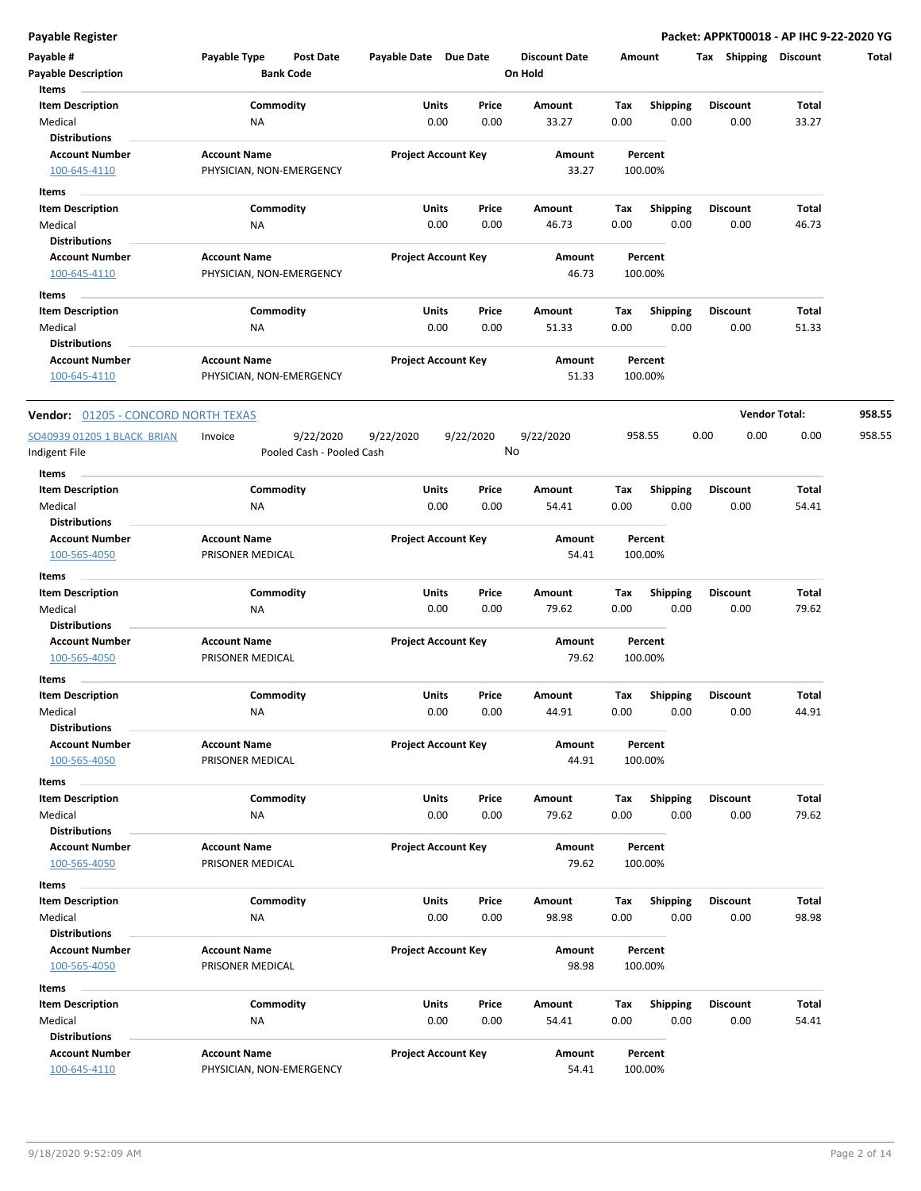**Payable Register** — **Packet: APPKT00018 - AP IHC 9-22-2020 YG**

| Payable # | Payable Type | Post Date | Payable Date | Due Date | Discount Date | Amount | Tax | Shipping | Discount | Total |
|---|---|---|---|---|---|---|---|---|---|---|
| Payable Description | | Bank Code | | | On Hold | | | | | |

**Items**

| Item Description | Commodity | Units | Price | Amount | Tax | Shipping | Discount | Total |
|---|---|---|---|---|---|---|---|---|
| Medical | NA | 0.00 | 0.00 | 33.27 | 0.00 | 0.00 | 0.00 | 33.27 |

**Distributions**

| Account Number | Account Name | Project Account Key | Amount | Percent |
|---|---|---|---|---|
| 100-645-4110 | PHYSICIAN, NON-EMERGENCY | | 33.27 | 100.00% |

**Items**

| Item Description | Commodity | Units | Price | Amount | Tax | Shipping | Discount | Total |
|---|---|---|---|---|---|---|---|---|
| Medical | NA | 0.00 | 0.00 | 46.73 | 0.00 | 0.00 | 0.00 | 46.73 |

**Distributions**

| Account Number | Account Name | Project Account Key | Amount | Percent |
|---|---|---|---|---|
| 100-645-4110 | PHYSICIAN, NON-EMERGENCY | | 46.73 | 100.00% |

**Items**

| Item Description | Commodity | Units | Price | Amount | Tax | Shipping | Discount | Total |
|---|---|---|---|---|---|---|---|---|
| Medical | NA | 0.00 | 0.00 | 51.33 | 0.00 | 0.00 | 0.00 | 51.33 |

**Distributions**

| Account Number | Account Name | Project Account Key | Amount | Percent |
|---|---|---|---|---|
| 100-645-4110 | PHYSICIAN, NON-EMERGENCY | | 51.33 | 100.00% |

---

**Vendor:** 01205 - CONCORD NORTH TEXAS — **Vendor Total: 958.55**

| Payable # | Payable Type | Post Date | Payable Date | Due Date | Discount Date | Amount | Tax | Shipping | Discount | Total |
|---|---|---|---|---|---|---|---|---|---|---|
| SO40939 01205 1 BLACK_BRIAN | Invoice | 9/22/2020 | 9/22/2020 | 9/22/2020 | 9/22/2020 | 958.55 | 0.00 | 0.00 | 0.00 | 958.55 |
| Indigent File | | Pooled Cash - Pooled Cash | | | No | | | | | |

**Items**

| Item Description | Commodity | Units | Price | Amount | Tax | Shipping | Discount | Total |
|---|---|---|---|---|---|---|---|---|
| Medical | NA | 0.00 | 0.00 | 54.41 | 0.00 | 0.00 | 0.00 | 54.41 |

**Distributions**

| Account Number | Account Name | Project Account Key | Amount | Percent |
|---|---|---|---|---|
| 100-565-4050 | PRISONER MEDICAL | | 54.41 | 100.00% |

**Items**

| Item Description | Commodity | Units | Price | Amount | Tax | Shipping | Discount | Total |
|---|---|---|---|---|---|---|---|---|
| Medical | NA | 0.00 | 0.00 | 79.62 | 0.00 | 0.00 | 0.00 | 79.62 |

**Distributions**

| Account Number | Account Name | Project Account Key | Amount | Percent |
|---|---|---|---|---|
| 100-565-4050 | PRISONER MEDICAL | | 79.62 | 100.00% |

**Items**

| Item Description | Commodity | Units | Price | Amount | Tax | Shipping | Discount | Total |
|---|---|---|---|---|---|---|---|---|
| Medical | NA | 0.00 | 0.00 | 44.91 | 0.00 | 0.00 | 0.00 | 44.91 |

**Distributions**

| Account Number | Account Name | Project Account Key | Amount | Percent |
|---|---|---|---|---|
| 100-565-4050 | PRISONER MEDICAL | | 44.91 | 100.00% |

**Items**

| Item Description | Commodity | Units | Price | Amount | Tax | Shipping | Discount | Total |
|---|---|---|---|---|---|---|---|---|
| Medical | NA | 0.00 | 0.00 | 79.62 | 0.00 | 0.00 | 0.00 | 79.62 |

**Distributions**

| Account Number | Account Name | Project Account Key | Amount | Percent |
|---|---|---|---|---|
| 100-565-4050 | PRISONER MEDICAL | | 79.62 | 100.00% |

**Items**

| Item Description | Commodity | Units | Price | Amount | Tax | Shipping | Discount | Total |
|---|---|---|---|---|---|---|---|---|
| Medical | NA | 0.00 | 0.00 | 98.98 | 0.00 | 0.00 | 0.00 | 98.98 |

**Distributions**

| Account Number | Account Name | Project Account Key | Amount | Percent |
|---|---|---|---|---|
| 100-565-4050 | PRISONER MEDICAL | | 98.98 | 100.00% |

**Items**

| Item Description | Commodity | Units | Price | Amount | Tax | Shipping | Discount | Total |
|---|---|---|---|---|---|---|---|---|
| Medical | NA | 0.00 | 0.00 | 54.41 | 0.00 | 0.00 | 0.00 | 54.41 |

**Distributions**

| Account Number | Account Name | Project Account Key | Amount | Percent |
|---|---|---|---|---|
| 100-645-4110 | PHYSICIAN, NON-EMERGENCY | | 54.41 | 100.00% |

9/18/2020 9:52:09 AM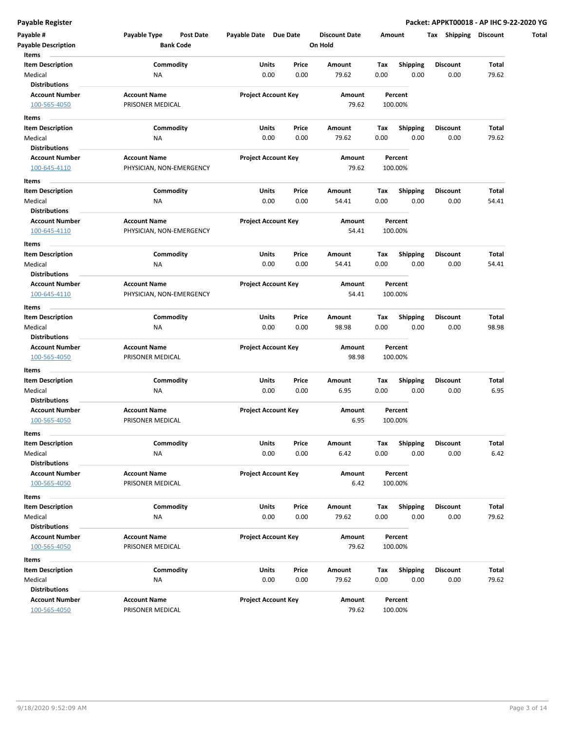**Payable Register** **Packet: APPKT00018 - AP IHC 9-22-2020 YG**

| Payable # | Payable Type | Post Date | Payable Date | Due Date | Discount Date | Amount | Tax | Shipping | Discount | Total |
|---|---|---|---|---|---|---|---|---|---|---|
| **Payable Description** | | **Bank Code** | | | **On Hold** | | | | | |

**Items**

| Item Description | Commodity | Units | Price | Amount | Tax | Shipping | Discount | Total |
|---|---|---|---|---|---|---|---|---|
| Medical | NA | 0.00 | 0.00 | 79.62 | 0.00 | 0.00 | 0.00 | 79.62 |

**Distributions**

| Account Number | Account Name | Project Account Key | Amount | Percent |
|---|---|---|---|---|
| 100-565-4050 | PRISONER MEDICAL | | 79.62 | 100.00% |

**Items**

| Item Description | Commodity | Units | Price | Amount | Tax | Shipping | Discount | Total |
|---|---|---|---|---|---|---|---|---|
| Medical | NA | 0.00 | 0.00 | 79.62 | 0.00 | 0.00 | 0.00 | 79.62 |

**Distributions**

| Account Number | Account Name | Project Account Key | Amount | Percent |
|---|---|---|---|---|
| 100-645-4110 | PHYSICIAN, NON-EMERGENCY | | 79.62 | 100.00% |

**Items**

| Item Description | Commodity | Units | Price | Amount | Tax | Shipping | Discount | Total |
|---|---|---|---|---|---|---|---|---|
| Medical | NA | 0.00 | 0.00 | 54.41 | 0.00 | 0.00 | 0.00 | 54.41 |

**Distributions**

| Account Number | Account Name | Project Account Key | Amount | Percent |
|---|---|---|---|---|
| 100-645-4110 | PHYSICIAN, NON-EMERGENCY | | 54.41 | 100.00% |

**Items**

| Item Description | Commodity | Units | Price | Amount | Tax | Shipping | Discount | Total |
|---|---|---|---|---|---|---|---|---|
| Medical | NA | 0.00 | 0.00 | 54.41 | 0.00 | 0.00 | 0.00 | 54.41 |

**Distributions**

| Account Number | Account Name | Project Account Key | Amount | Percent |
|---|---|---|---|---|
| 100-645-4110 | PHYSICIAN, NON-EMERGENCY | | 54.41 | 100.00% |

**Items**

| Item Description | Commodity | Units | Price | Amount | Tax | Shipping | Discount | Total |
|---|---|---|---|---|---|---|---|---|
| Medical | NA | 0.00 | 0.00 | 98.98 | 0.00 | 0.00 | 0.00 | 98.98 |

**Distributions**

| Account Number | Account Name | Project Account Key | Amount | Percent |
|---|---|---|---|---|
| 100-565-4050 | PRISONER MEDICAL | | 98.98 | 100.00% |

**Items**

| Item Description | Commodity | Units | Price | Amount | Tax | Shipping | Discount | Total |
|---|---|---|---|---|---|---|---|---|
| Medical | NA | 0.00 | 0.00 | 6.95 | 0.00 | 0.00 | 0.00 | 6.95 |

**Distributions**

| Account Number | Account Name | Project Account Key | Amount | Percent |
|---|---|---|---|---|
| 100-565-4050 | PRISONER MEDICAL | | 6.95 | 100.00% |

**Items**

| Item Description | Commodity | Units | Price | Amount | Tax | Shipping | Discount | Total |
|---|---|---|---|---|---|---|---|---|
| Medical | NA | 0.00 | 0.00 | 6.42 | 0.00 | 0.00 | 0.00 | 6.42 |

**Distributions**

| Account Number | Account Name | Project Account Key | Amount | Percent |
|---|---|---|---|---|
| 100-565-4050 | PRISONER MEDICAL | | 6.42 | 100.00% |

**Items**

| Item Description | Commodity | Units | Price | Amount | Tax | Shipping | Discount | Total |
|---|---|---|---|---|---|---|---|---|
| Medical | NA | 0.00 | 0.00 | 79.62 | 0.00 | 0.00 | 0.00 | 79.62 |

**Distributions**

| Account Number | Account Name | Project Account Key | Amount | Percent |
|---|---|---|---|---|
| 100-565-4050 | PRISONER MEDICAL | | 79.62 | 100.00% |

**Items**

| Item Description | Commodity | Units | Price | Amount | Tax | Shipping | Discount | Total |
|---|---|---|---|---|---|---|---|---|
| Medical | NA | 0.00 | 0.00 | 79.62 | 0.00 | 0.00 | 0.00 | 79.62 |

**Distributions**

| Account Number | Account Name | Project Account Key | Amount | Percent |
|---|---|---|---|---|
| 100-565-4050 | PRISONER MEDICAL | | 79.62 | 100.00% |

9/18/2020 9:52:09 AM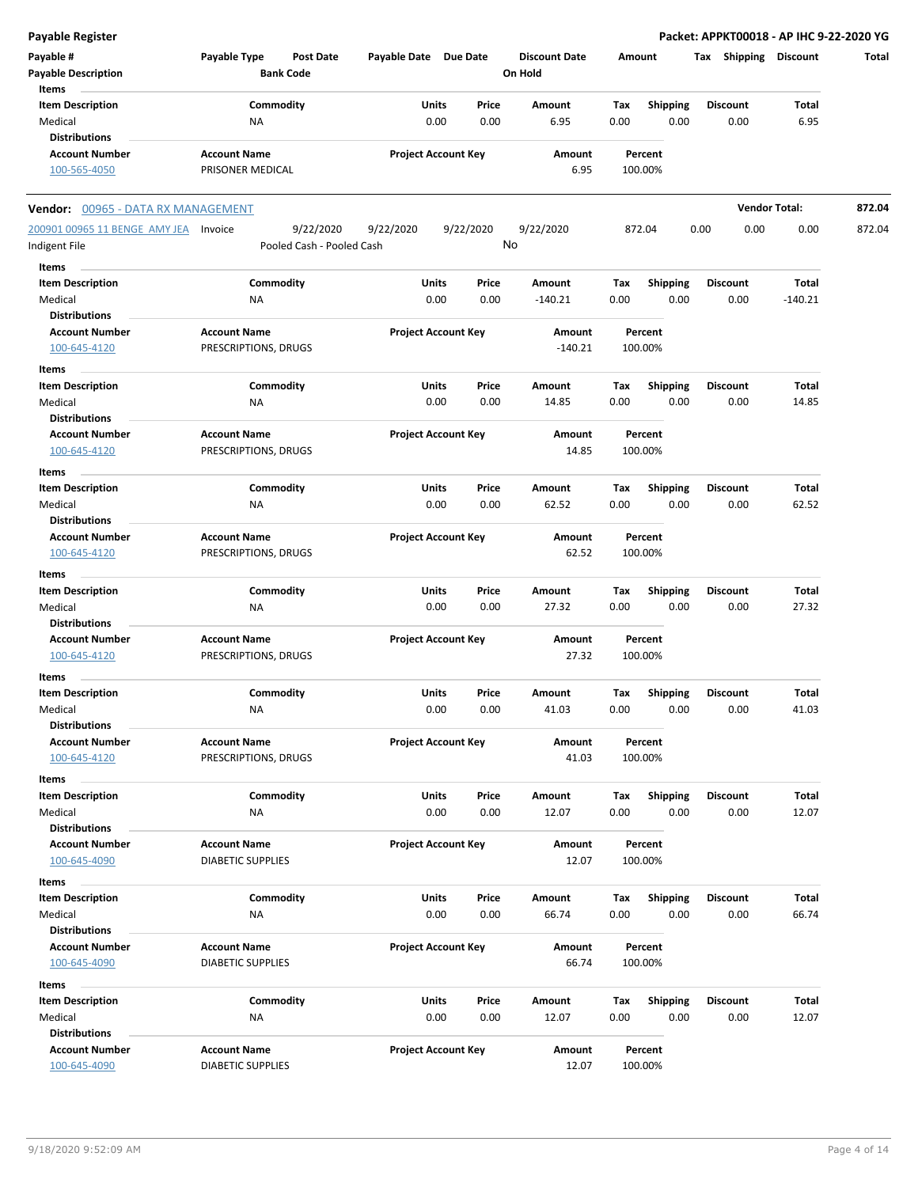## Payable Register

**Packet: APPKT00018 - AP IHC 9-22-2020 YG**

| Payable # | Payable Type | Post Date | Payable Date | Due Date | Discount Date | Amount | Tax | Shipping | Discount | Total |
|---|---|---|---|---|---|---|---|---|---|---|
| Payable Description | | Bank Code | | | On Hold | | | | | |

**Items**

| Item Description | Commodity | Units | Price | Amount | Tax | Shipping | Discount | Total |
|---|---|---|---|---|---|---|---|---|
| Medical | NA | 0.00 | 0.00 | 6.95 | 0.00 | 0.00 | 0.00 | 6.95 |

**Distributions**

| Account Number | Account Name | Project Account Key | Amount | Percent |
|---|---|---|---|---|
| 100-565-4050 | PRISONER MEDICAL | | 6.95 | 100.00% |

---

**Vendor:** 00965 - DATA RX MANAGEMENT — **Vendor Total:** 872.04

| Payable # | Payable Type | Post Date | Payable Date | Due Date | Discount Date | Amount | Tax | Shipping | Discount | Total |
|---|---|---|---|---|---|---|---|---|---|---|
| 200901 00965 11 BENGE AMY JEA | Invoice | 9/22/2020 | 9/22/2020 | 9/22/2020 | 9/22/2020 | 872.04 | 0.00 | 0.00 | 0.00 | 872.04 |
| Indigent File | | Pooled Cash - Pooled Cash | | | No | | | | | |

**Items**

| Item Description | Commodity | Units | Price | Amount | Tax | Shipping | Discount | Total |
|---|---|---|---|---|---|---|---|---|
| Medical | NA | 0.00 | 0.00 | -140.21 | 0.00 | 0.00 | 0.00 | -140.21 |

**Distributions**

| Account Number | Account Name | Project Account Key | Amount | Percent |
|---|---|---|---|---|
| 100-645-4120 | PRESCRIPTIONS, DRUGS | | -140.21 | 100.00% |

**Items**

| Item Description | Commodity | Units | Price | Amount | Tax | Shipping | Discount | Total |
|---|---|---|---|---|---|---|---|---|
| Medical | NA | 0.00 | 0.00 | 14.85 | 0.00 | 0.00 | 0.00 | 14.85 |

**Distributions**

| Account Number | Account Name | Project Account Key | Amount | Percent |
|---|---|---|---|---|
| 100-645-4120 | PRESCRIPTIONS, DRUGS | | 14.85 | 100.00% |

**Items**

| Item Description | Commodity | Units | Price | Amount | Tax | Shipping | Discount | Total |
|---|---|---|---|---|---|---|---|---|
| Medical | NA | 0.00 | 0.00 | 62.52 | 0.00 | 0.00 | 0.00 | 62.52 |

**Distributions**

| Account Number | Account Name | Project Account Key | Amount | Percent |
|---|---|---|---|---|
| 100-645-4120 | PRESCRIPTIONS, DRUGS | | 62.52 | 100.00% |

**Items**

| Item Description | Commodity | Units | Price | Amount | Tax | Shipping | Discount | Total |
|---|---|---|---|---|---|---|---|---|
| Medical | NA | 0.00 | 0.00 | 27.32 | 0.00 | 0.00 | 0.00 | 27.32 |

**Distributions**

| Account Number | Account Name | Project Account Key | Amount | Percent |
|---|---|---|---|---|
| 100-645-4120 | PRESCRIPTIONS, DRUGS | | 27.32 | 100.00% |

**Items**

| Item Description | Commodity | Units | Price | Amount | Tax | Shipping | Discount | Total |
|---|---|---|---|---|---|---|---|---|
| Medical | NA | 0.00 | 0.00 | 41.03 | 0.00 | 0.00 | 0.00 | 41.03 |

**Distributions**

| Account Number | Account Name | Project Account Key | Amount | Percent |
|---|---|---|---|---|
| 100-645-4120 | PRESCRIPTIONS, DRUGS | | 41.03 | 100.00% |

**Items**

| Item Description | Commodity | Units | Price | Amount | Tax | Shipping | Discount | Total |
|---|---|---|---|---|---|---|---|---|
| Medical | NA | 0.00 | 0.00 | 12.07 | 0.00 | 0.00 | 0.00 | 12.07 |

**Distributions**

| Account Number | Account Name | Project Account Key | Amount | Percent |
|---|---|---|---|---|
| 100-645-4090 | DIABETIC SUPPLIES | | 12.07 | 100.00% |

**Items**

| Item Description | Commodity | Units | Price | Amount | Tax | Shipping | Discount | Total |
|---|---|---|---|---|---|---|---|---|
| Medical | NA | 0.00 | 0.00 | 66.74 | 0.00 | 0.00 | 0.00 | 66.74 |

**Distributions**

| Account Number | Account Name | Project Account Key | Amount | Percent |
|---|---|---|---|---|
| 100-645-4090 | DIABETIC SUPPLIES | | 66.74 | 100.00% |

**Items**

| Item Description | Commodity | Units | Price | Amount | Tax | Shipping | Discount | Total |
|---|---|---|---|---|---|---|---|---|
| Medical | NA | 0.00 | 0.00 | 12.07 | 0.00 | 0.00 | 0.00 | 12.07 |

**Distributions**

| Account Number | Account Name | Project Account Key | Amount | Percent |
|---|---|---|---|---|
| 100-645-4090 | DIABETIC SUPPLIES | | 12.07 | 100.00% |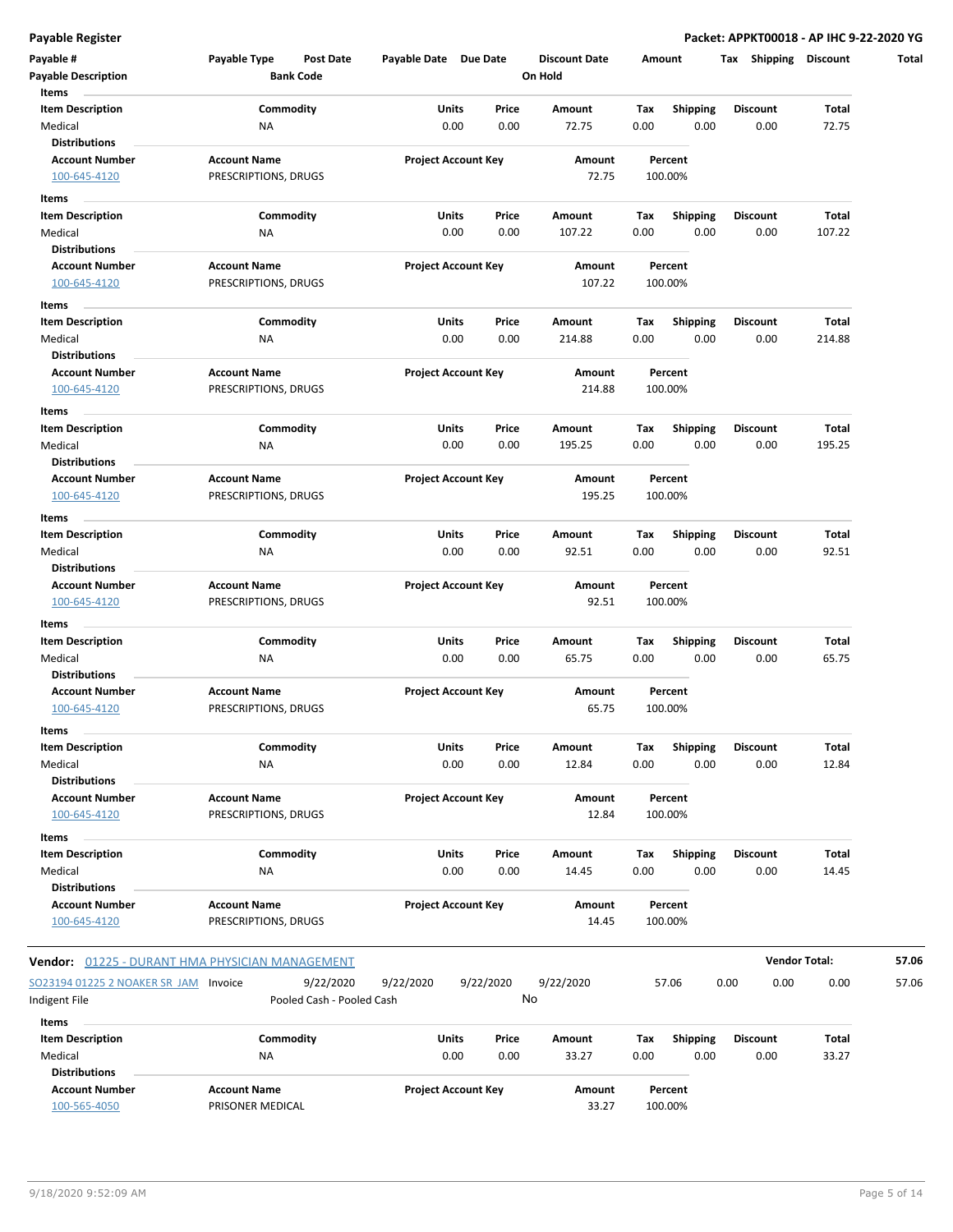**Payable Register** — **Packet: APPKT00018 - AP IHC 9-22-2020 YG**

| Payable # | Payable Type | Post Date | Payable Date | Due Date | Discount Date | Amount | Tax | Shipping | Discount | Total |
|---|---|---|---|---|---|---|---|---|---|---|
| **Payable Description** | | **Bank Code** | | | **On Hold** | | | | | |

**Items**

| Item Description | Commodity | Units | Price | Amount | Tax | Shipping | Discount | Total |
|---|---|---|---|---|---|---|---|---|
| Medical | NA | 0.00 | 0.00 | 72.75 | 0.00 | 0.00 | 0.00 | 72.75 |

**Distributions**

| Account Number | Account Name | Project Account Key | Amount | Percent |
|---|---|---|---|---|
| 100-645-4120 | PRESCRIPTIONS, DRUGS | | 72.75 | 100.00% |

**Items**

| Item Description | Commodity | Units | Price | Amount | Tax | Shipping | Discount | Total |
|---|---|---|---|---|---|---|---|---|
| Medical | NA | 0.00 | 0.00 | 107.22 | 0.00 | 0.00 | 0.00 | 107.22 |

**Distributions**

| Account Number | Account Name | Project Account Key | Amount | Percent |
|---|---|---|---|---|
| 100-645-4120 | PRESCRIPTIONS, DRUGS | | 107.22 | 100.00% |

**Items**

| Item Description | Commodity | Units | Price | Amount | Tax | Shipping | Discount | Total |
|---|---|---|---|---|---|---|---|---|
| Medical | NA | 0.00 | 0.00 | 214.88 | 0.00 | 0.00 | 0.00 | 214.88 |

**Distributions**

| Account Number | Account Name | Project Account Key | Amount | Percent |
|---|---|---|---|---|
| 100-645-4120 | PRESCRIPTIONS, DRUGS | | 214.88 | 100.00% |

**Items**

| Item Description | Commodity | Units | Price | Amount | Tax | Shipping | Discount | Total |
|---|---|---|---|---|---|---|---|---|
| Medical | NA | 0.00 | 0.00 | 195.25 | 0.00 | 0.00 | 0.00 | 195.25 |

**Distributions**

| Account Number | Account Name | Project Account Key | Amount | Percent |
|---|---|---|---|---|
| 100-645-4120 | PRESCRIPTIONS, DRUGS | | 195.25 | 100.00% |

**Items**

| Item Description | Commodity | Units | Price | Amount | Tax | Shipping | Discount | Total |
|---|---|---|---|---|---|---|---|---|
| Medical | NA | 0.00 | 0.00 | 92.51 | 0.00 | 0.00 | 0.00 | 92.51 |

**Distributions**

| Account Number | Account Name | Project Account Key | Amount | Percent |
|---|---|---|---|---|
| 100-645-4120 | PRESCRIPTIONS, DRUGS | | 92.51 | 100.00% |

**Items**

| Item Description | Commodity | Units | Price | Amount | Tax | Shipping | Discount | Total |
|---|---|---|---|---|---|---|---|---|
| Medical | NA | 0.00 | 0.00 | 65.75 | 0.00 | 0.00 | 0.00 | 65.75 |

**Distributions**

| Account Number | Account Name | Project Account Key | Amount | Percent |
|---|---|---|---|---|
| 100-645-4120 | PRESCRIPTIONS, DRUGS | | 65.75 | 100.00% |

**Items**

| Item Description | Commodity | Units | Price | Amount | Tax | Shipping | Discount | Total |
|---|---|---|---|---|---|---|---|---|
| Medical | NA | 0.00 | 0.00 | 12.84 | 0.00 | 0.00 | 0.00 | 12.84 |

**Distributions**

| Account Number | Account Name | Project Account Key | Amount | Percent |
|---|---|---|---|---|
| 100-645-4120 | PRESCRIPTIONS, DRUGS | | 12.84 | 100.00% |

**Items**

| Item Description | Commodity | Units | Price | Amount | Tax | Shipping | Discount | Total |
|---|---|---|---|---|---|---|---|---|
| Medical | NA | 0.00 | 0.00 | 14.45 | 0.00 | 0.00 | 0.00 | 14.45 |

**Distributions**

| Account Number | Account Name | Project Account Key | Amount | Percent |
|---|---|---|---|---|
| 100-645-4120 | PRESCRIPTIONS, DRUGS | | 14.45 | 100.00% |

**Vendor:** 01225 - DURANT HMA PHYSICIAN MANAGEMENT — **Vendor Total:** 57.06

| Payable # | Payable Type | Post Date | Payable Date | Due Date | Discount Date | Amount | Tax | Shipping | Discount | Total |
|---|---|---|---|---|---|---|---|---|---|---|
| SO23194 01225 2 NOAKER SR JAM | Invoice | 9/22/2020 | 9/22/2020 | 9/22/2020 | 9/22/2020 | 57.06 | 0.00 | 0.00 | 0.00 | 57.06 |
| Indigent File | | Pooled Cash - Pooled Cash | | | No | | | | | |

**Items**

| Item Description | Commodity | Units | Price | Amount | Tax | Shipping | Discount | Total |
|---|---|---|---|---|---|---|---|---|
| Medical | NA | 0.00 | 0.00 | 33.27 | 0.00 | 0.00 | 0.00 | 33.27 |

**Distributions**

| Account Number | Account Name | Project Account Key | Amount | Percent |
|---|---|---|---|---|
| 100-565-4050 | PRISONER MEDICAL | | 33.27 | 100.00% |

9/18/2020 9:52:09 AM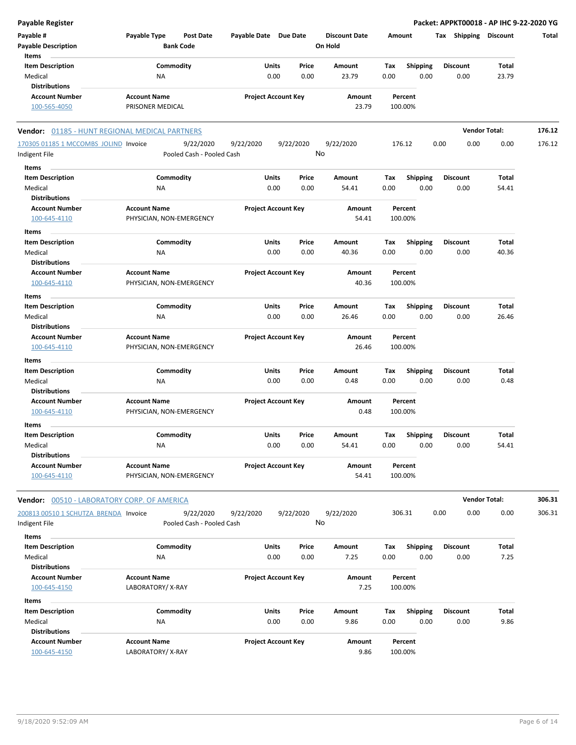**Payable Register** — **Packet: APPKT00018 - AP IHC 9-22-2020 YG**

| Payable # | Payable Type | Post Date | Payable Date | Due Date | Discount Date | Amount | Tax | Shipping | Discount | Total |
|---|---|---|---|---|---|---|---|---|---|---|
| Payable Description | | Bank Code | | | On Hold | | | | | |

**Items**

| Item Description | Commodity | Units | Price | Amount | Tax | Shipping | Discount | Total |
|---|---|---|---|---|---|---|---|---|
| Medical | NA | 0.00 | 0.00 | 23.79 | 0.00 | 0.00 | 0.00 | 23.79 |

**Distributions**

| Account Number | Account Name | Project Account Key | Amount | Percent |
|---|---|---|---|---|
| 100-565-4050 | PRISONER MEDICAL | | 23.79 | 100.00% |

---

**Vendor: 01185 - HUNT REGIONAL MEDICAL PARTNERS** — **Vendor Total: 176.12**

| Payable # | Payable Type | Post Date | Payable Date | Due Date | Discount Date | Amount | Tax | Shipping | Discount | Total |
|---|---|---|---|---|---|---|---|---|---|---|
| 170305 01185 1 MCCOMBS_JOLIND | Invoice | 9/22/2020 | 9/22/2020 | 9/22/2020 | 9/22/2020 | 176.12 | 0.00 | 0.00 | 0.00 | 176.12 |
| Indigent File | | Pooled Cash - Pooled Cash | | | No | | | | | |

**Items**

| Item Description | Commodity | Units | Price | Amount | Tax | Shipping | Discount | Total |
|---|---|---|---|---|---|---|---|---|
| Medical | NA | 0.00 | 0.00 | 54.41 | 0.00 | 0.00 | 0.00 | 54.41 |

**Distributions**

| Account Number | Account Name | Project Account Key | Amount | Percent |
|---|---|---|---|---|
| 100-645-4110 | PHYSICIAN, NON-EMERGENCY | | 54.41 | 100.00% |

**Items**

| Item Description | Commodity | Units | Price | Amount | Tax | Shipping | Discount | Total |
|---|---|---|---|---|---|---|---|---|
| Medical | NA | 0.00 | 0.00 | 40.36 | 0.00 | 0.00 | 0.00 | 40.36 |

**Distributions**

| Account Number | Account Name | Project Account Key | Amount | Percent |
|---|---|---|---|---|
| 100-645-4110 | PHYSICIAN, NON-EMERGENCY | | 40.36 | 100.00% |

**Items**

| Item Description | Commodity | Units | Price | Amount | Tax | Shipping | Discount | Total |
|---|---|---|---|---|---|---|---|---|
| Medical | NA | 0.00 | 0.00 | 26.46 | 0.00 | 0.00 | 0.00 | 26.46 |

**Distributions**

| Account Number | Account Name | Project Account Key | Amount | Percent |
|---|---|---|---|---|
| 100-645-4110 | PHYSICIAN, NON-EMERGENCY | | 26.46 | 100.00% |

**Items**

| Item Description | Commodity | Units | Price | Amount | Tax | Shipping | Discount | Total |
|---|---|---|---|---|---|---|---|---|
| Medical | NA | 0.00 | 0.00 | 0.48 | 0.00 | 0.00 | 0.00 | 0.48 |

**Distributions**

| Account Number | Account Name | Project Account Key | Amount | Percent |
|---|---|---|---|---|
| 100-645-4110 | PHYSICIAN, NON-EMERGENCY | | 0.48 | 100.00% |

**Items**

| Item Description | Commodity | Units | Price | Amount | Tax | Shipping | Discount | Total |
|---|---|---|---|---|---|---|---|---|
| Medical | NA | 0.00 | 0.00 | 54.41 | 0.00 | 0.00 | 0.00 | 54.41 |

**Distributions**

| Account Number | Account Name | Project Account Key | Amount | Percent |
|---|---|---|---|---|
| 100-645-4110 | PHYSICIAN, NON-EMERGENCY | | 54.41 | 100.00% |

---

**Vendor: 00510 - LABORATORY CORP. OF AMERICA** — **Vendor Total: 306.31**

| Payable # | Payable Type | Post Date | Payable Date | Due Date | Discount Date | Amount | Tax | Shipping | Discount | Total |
|---|---|---|---|---|---|---|---|---|---|---|
| 200813 00510 1 SCHUTZA_BRENDA | Invoice | 9/22/2020 | 9/22/2020 | 9/22/2020 | 9/22/2020 | 306.31 | 0.00 | 0.00 | 0.00 | 306.31 |
| Indigent File | | Pooled Cash - Pooled Cash | | | No | | | | | |

**Items**

| Item Description | Commodity | Units | Price | Amount | Tax | Shipping | Discount | Total |
|---|---|---|---|---|---|---|---|---|
| Medical | NA | 0.00 | 0.00 | 7.25 | 0.00 | 0.00 | 0.00 | 7.25 |

**Distributions**

| Account Number | Account Name | Project Account Key | Amount | Percent |
|---|---|---|---|---|
| 100-645-4150 | LABORATORY/ X-RAY | | 7.25 | 100.00% |

**Items**

| Item Description | Commodity | Units | Price | Amount | Tax | Shipping | Discount | Total |
|---|---|---|---|---|---|---|---|---|
| Medical | NA | 0.00 | 0.00 | 9.86 | 0.00 | 0.00 | 0.00 | 9.86 |

**Distributions**

| Account Number | Account Name | Project Account Key | Amount | Percent |
|---|---|---|---|---|
| 100-645-4150 | LABORATORY/ X-RAY | | 9.86 | 100.00% |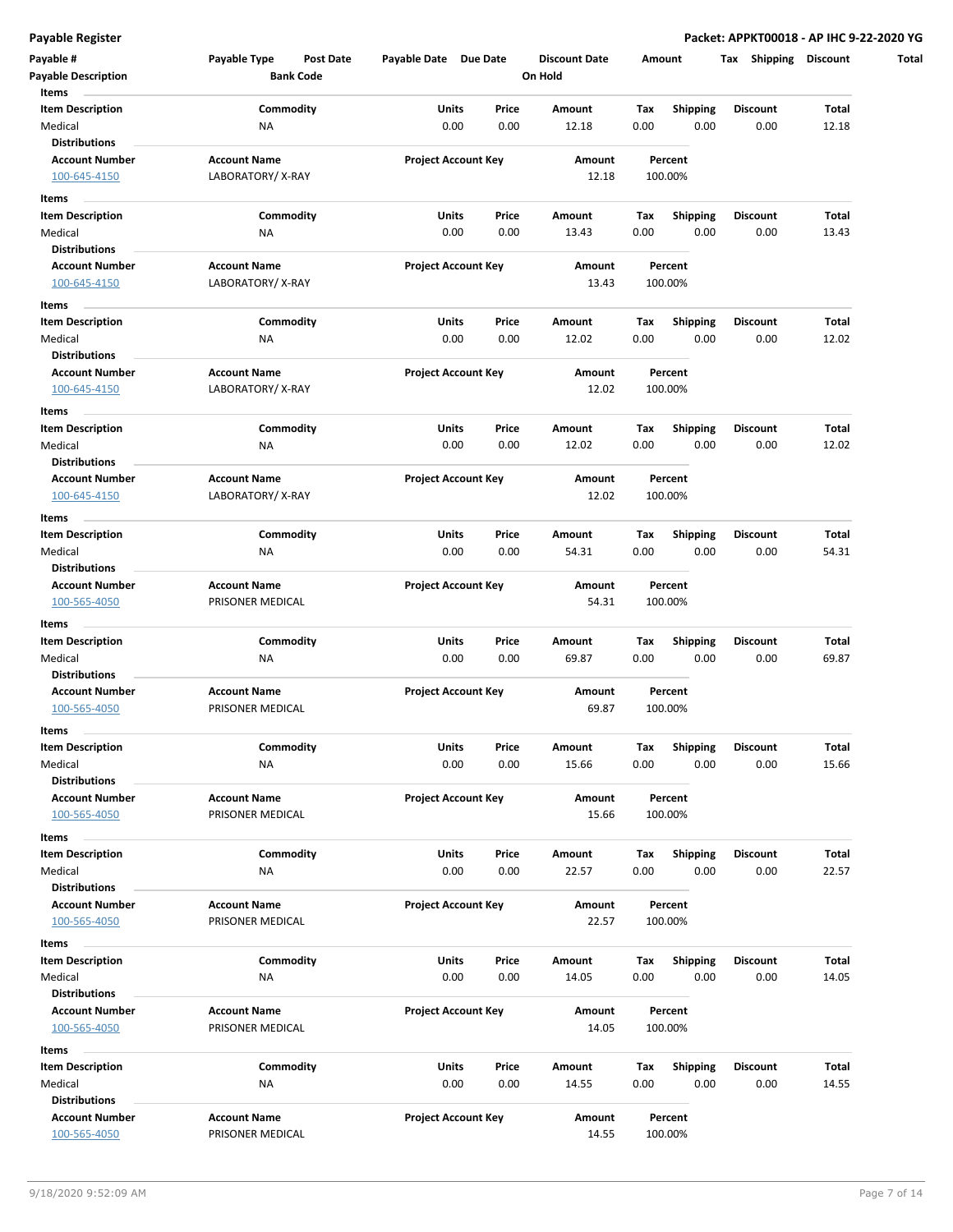**Payable Register** — **Packet: APPKT00018 - AP IHC 9-22-2020 YG**

| Payable # | Payable Type | Post Date | Payable Date | Due Date | Discount Date | Amount | Tax | Shipping | Discount | Total |
|---|---|---|---|---|---|---|---|---|---|---|
| **Payable Description** | | **Bank Code** | | | **On Hold** | | | | | |

**Items**

| Item Description | Commodity | Units | Price | Amount | Tax | Shipping | Discount | Total |
|---|---|---|---|---|---|---|---|---|
| Medical | NA | 0.00 | 0.00 | 12.18 | 0.00 | 0.00 | 0.00 | 12.18 |

**Distributions**

| Account Number | Account Name | Project Account Key | Amount | Percent |
|---|---|---|---|---|
| 100-645-4150 | LABORATORY/ X-RAY | | 12.18 | 100.00% |

**Items**

| Item Description | Commodity | Units | Price | Amount | Tax | Shipping | Discount | Total |
|---|---|---|---|---|---|---|---|---|
| Medical | NA | 0.00 | 0.00 | 13.43 | 0.00 | 0.00 | 0.00 | 13.43 |

**Distributions**

| Account Number | Account Name | Project Account Key | Amount | Percent |
|---|---|---|---|---|
| 100-645-4150 | LABORATORY/ X-RAY | | 13.43 | 100.00% |

**Items**

| Item Description | Commodity | Units | Price | Amount | Tax | Shipping | Discount | Total |
|---|---|---|---|---|---|---|---|---|
| Medical | NA | 0.00 | 0.00 | 12.02 | 0.00 | 0.00 | 0.00 | 12.02 |

**Distributions**

| Account Number | Account Name | Project Account Key | Amount | Percent |
|---|---|---|---|---|
| 100-645-4150 | LABORATORY/ X-RAY | | 12.02 | 100.00% |

**Items**

| Item Description | Commodity | Units | Price | Amount | Tax | Shipping | Discount | Total |
|---|---|---|---|---|---|---|---|---|
| Medical | NA | 0.00 | 0.00 | 12.02 | 0.00 | 0.00 | 0.00 | 12.02 |

**Distributions**

| Account Number | Account Name | Project Account Key | Amount | Percent |
|---|---|---|---|---|
| 100-645-4150 | LABORATORY/ X-RAY | | 12.02 | 100.00% |

**Items**

| Item Description | Commodity | Units | Price | Amount | Tax | Shipping | Discount | Total |
|---|---|---|---|---|---|---|---|---|
| Medical | NA | 0.00 | 0.00 | 54.31 | 0.00 | 0.00 | 0.00 | 54.31 |

**Distributions**

| Account Number | Account Name | Project Account Key | Amount | Percent |
|---|---|---|---|---|
| 100-565-4050 | PRISONER MEDICAL | | 54.31 | 100.00% |

**Items**

| Item Description | Commodity | Units | Price | Amount | Tax | Shipping | Discount | Total |
|---|---|---|---|---|---|---|---|---|
| Medical | NA | 0.00 | 0.00 | 69.87 | 0.00 | 0.00 | 0.00 | 69.87 |

**Distributions**

| Account Number | Account Name | Project Account Key | Amount | Percent |
|---|---|---|---|---|
| 100-565-4050 | PRISONER MEDICAL | | 69.87 | 100.00% |

**Items**

| Item Description | Commodity | Units | Price | Amount | Tax | Shipping | Discount | Total |
|---|---|---|---|---|---|---|---|---|
| Medical | NA | 0.00 | 0.00 | 15.66 | 0.00 | 0.00 | 0.00 | 15.66 |

**Distributions**

| Account Number | Account Name | Project Account Key | Amount | Percent |
|---|---|---|---|---|
| 100-565-4050 | PRISONER MEDICAL | | 15.66 | 100.00% |

**Items**

| Item Description | Commodity | Units | Price | Amount | Tax | Shipping | Discount | Total |
|---|---|---|---|---|---|---|---|---|
| Medical | NA | 0.00 | 0.00 | 22.57 | 0.00 | 0.00 | 0.00 | 22.57 |

**Distributions**

| Account Number | Account Name | Project Account Key | Amount | Percent |
|---|---|---|---|---|
| 100-565-4050 | PRISONER MEDICAL | | 22.57 | 100.00% |

**Items**

| Item Description | Commodity | Units | Price | Amount | Tax | Shipping | Discount | Total |
|---|---|---|---|---|---|---|---|---|
| Medical | NA | 0.00 | 0.00 | 14.05 | 0.00 | 0.00 | 0.00 | 14.05 |

**Distributions**

| Account Number | Account Name | Project Account Key | Amount | Percent |
|---|---|---|---|---|
| 100-565-4050 | PRISONER MEDICAL | | 14.05 | 100.00% |

**Items**

| Item Description | Commodity | Units | Price | Amount | Tax | Shipping | Discount | Total |
|---|---|---|---|---|---|---|---|---|
| Medical | NA | 0.00 | 0.00 | 14.55 | 0.00 | 0.00 | 0.00 | 14.55 |

**Distributions**

| Account Number | Account Name | Project Account Key | Amount | Percent |
|---|---|---|---|---|
| 100-565-4050 | PRISONER MEDICAL | | 14.55 | 100.00% |

9/18/2020 9:52:09 AM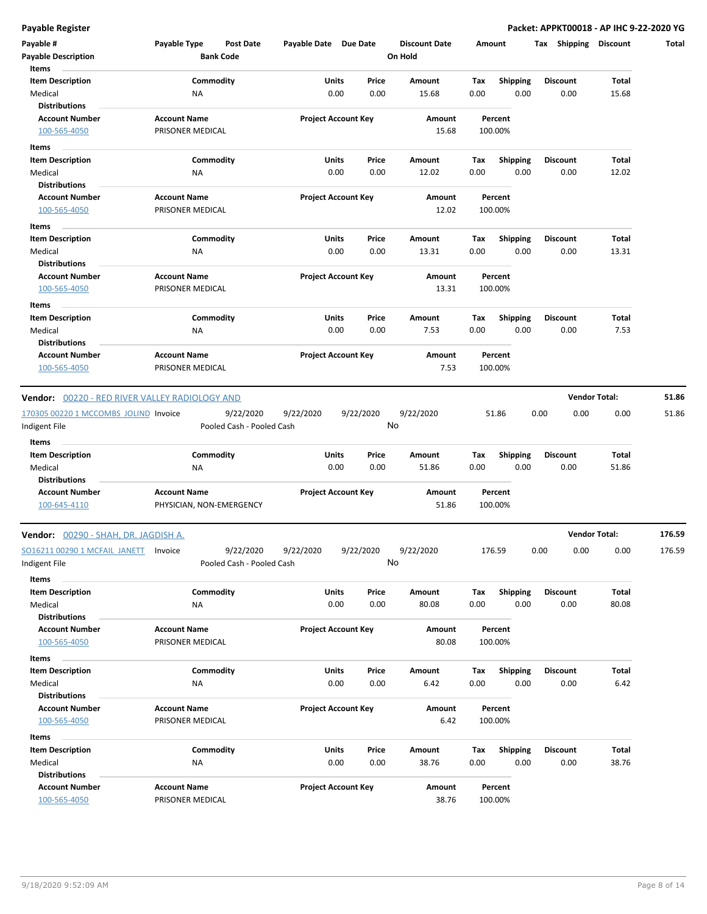**Payable Register** — **Packet: APPKT00018 - AP IHC 9-22-2020 YG**

| Payable # | Payable Type | Post Date | Payable Date | Due Date | Discount Date | Amount | Tax | Shipping | Discount | Total |
|---|---|---|---|---|---|---|---|---|---|---|
| Payable Description | | Bank Code | | | On Hold | | | | | |

**Items**

| Item Description | Commodity | Units | Price | Amount | Tax | Shipping | Discount | Total |
|---|---|---|---|---|---|---|---|---|
| Medical | NA | 0.00 | 0.00 | 15.68 | 0.00 | 0.00 | 0.00 | 15.68 |

**Distributions**

| Account Number | Account Name | Project Account Key | Amount | Percent |
|---|---|---|---|---|
| 100-565-4050 | PRISONER MEDICAL | | 15.68 | 100.00% |

**Items**

| Item Description | Commodity | Units | Price | Amount | Tax | Shipping | Discount | Total |
|---|---|---|---|---|---|---|---|---|
| Medical | NA | 0.00 | 0.00 | 12.02 | 0.00 | 0.00 | 0.00 | 12.02 |

**Distributions**

| Account Number | Account Name | Project Account Key | Amount | Percent |
|---|---|---|---|---|
| 100-565-4050 | PRISONER MEDICAL | | 12.02 | 100.00% |

**Items**

| Item Description | Commodity | Units | Price | Amount | Tax | Shipping | Discount | Total |
|---|---|---|---|---|---|---|---|---|
| Medical | NA | 0.00 | 0.00 | 13.31 | 0.00 | 0.00 | 0.00 | 13.31 |

**Distributions**

| Account Number | Account Name | Project Account Key | Amount | Percent |
|---|---|---|---|---|
| 100-565-4050 | PRISONER MEDICAL | | 13.31 | 100.00% |

**Items**

| Item Description | Commodity | Units | Price | Amount | Tax | Shipping | Discount | Total |
|---|---|---|---|---|---|---|---|---|
| Medical | NA | 0.00 | 0.00 | 7.53 | 0.00 | 0.00 | 0.00 | 7.53 |

**Distributions**

| Account Number | Account Name | Project Account Key | Amount | Percent |
|---|---|---|---|---|
| 100-565-4050 | PRISONER MEDICAL | | 7.53 | 100.00% |

**Vendor: 00220 - RED RIVER VALLEY RADIOLOGY AND** — **Vendor Total: 51.86**

| Payable # | Payable Type | Post Date | Payable Date | Due Date | Discount Date | Amount | Tax | Shipping | Discount | Total |
|---|---|---|---|---|---|---|---|---|---|---|
| 170305 00220 1 MCCOMBS_JOLIND | Invoice | 9/22/2020 | 9/22/2020 | 9/22/2020 | 9/22/2020 | 51.86 | 0.00 | 0.00 | 0.00 | 51.86 |
| Indigent File | | Pooled Cash - Pooled Cash | | | No | | | | | |

**Items**

| Item Description | Commodity | Units | Price | Amount | Tax | Shipping | Discount | Total |
|---|---|---|---|---|---|---|---|---|
| Medical | NA | 0.00 | 0.00 | 51.86 | 0.00 | 0.00 | 0.00 | 51.86 |

**Distributions**

| Account Number | Account Name | Project Account Key | Amount | Percent |
|---|---|---|---|---|
| 100-645-4110 | PHYSICIAN, NON-EMERGENCY | | 51.86 | 100.00% |

**Vendor: 00290 - SHAH, DR. JAGDISH A.** — **Vendor Total: 176.59**

| Payable # | Payable Type | Post Date | Payable Date | Due Date | Discount Date | Amount | Tax | Shipping | Discount | Total |
|---|---|---|---|---|---|---|---|---|---|---|
| SO16211 00290 1 MCFAIL_JANETT | Invoice | 9/22/2020 | 9/22/2020 | 9/22/2020 | 9/22/2020 | 176.59 | 0.00 | 0.00 | 0.00 | 176.59 |
| Indigent File | | Pooled Cash - Pooled Cash | | | No | | | | | |

**Items**

| Item Description | Commodity | Units | Price | Amount | Tax | Shipping | Discount | Total |
|---|---|---|---|---|---|---|---|---|
| Medical | NA | 0.00 | 0.00 | 80.08 | 0.00 | 0.00 | 0.00 | 80.08 |

**Distributions**

| Account Number | Account Name | Project Account Key | Amount | Percent |
|---|---|---|---|---|
| 100-565-4050 | PRISONER MEDICAL | | 80.08 | 100.00% |

**Items**

| Item Description | Commodity | Units | Price | Amount | Tax | Shipping | Discount | Total |
|---|---|---|---|---|---|---|---|---|
| Medical | NA | 0.00 | 0.00 | 6.42 | 0.00 | 0.00 | 0.00 | 6.42 |

**Distributions**

| Account Number | Account Name | Project Account Key | Amount | Percent |
|---|---|---|---|---|
| 100-565-4050 | PRISONER MEDICAL | | 6.42 | 100.00% |

**Items**

| Item Description | Commodity | Units | Price | Amount | Tax | Shipping | Discount | Total |
|---|---|---|---|---|---|---|---|---|
| Medical | NA | 0.00 | 0.00 | 38.76 | 0.00 | 0.00 | 0.00 | 38.76 |

**Distributions**

| Account Number | Account Name | Project Account Key | Amount | Percent |
|---|---|---|---|---|
| 100-565-4050 | PRISONER MEDICAL | | 38.76 | 100.00% |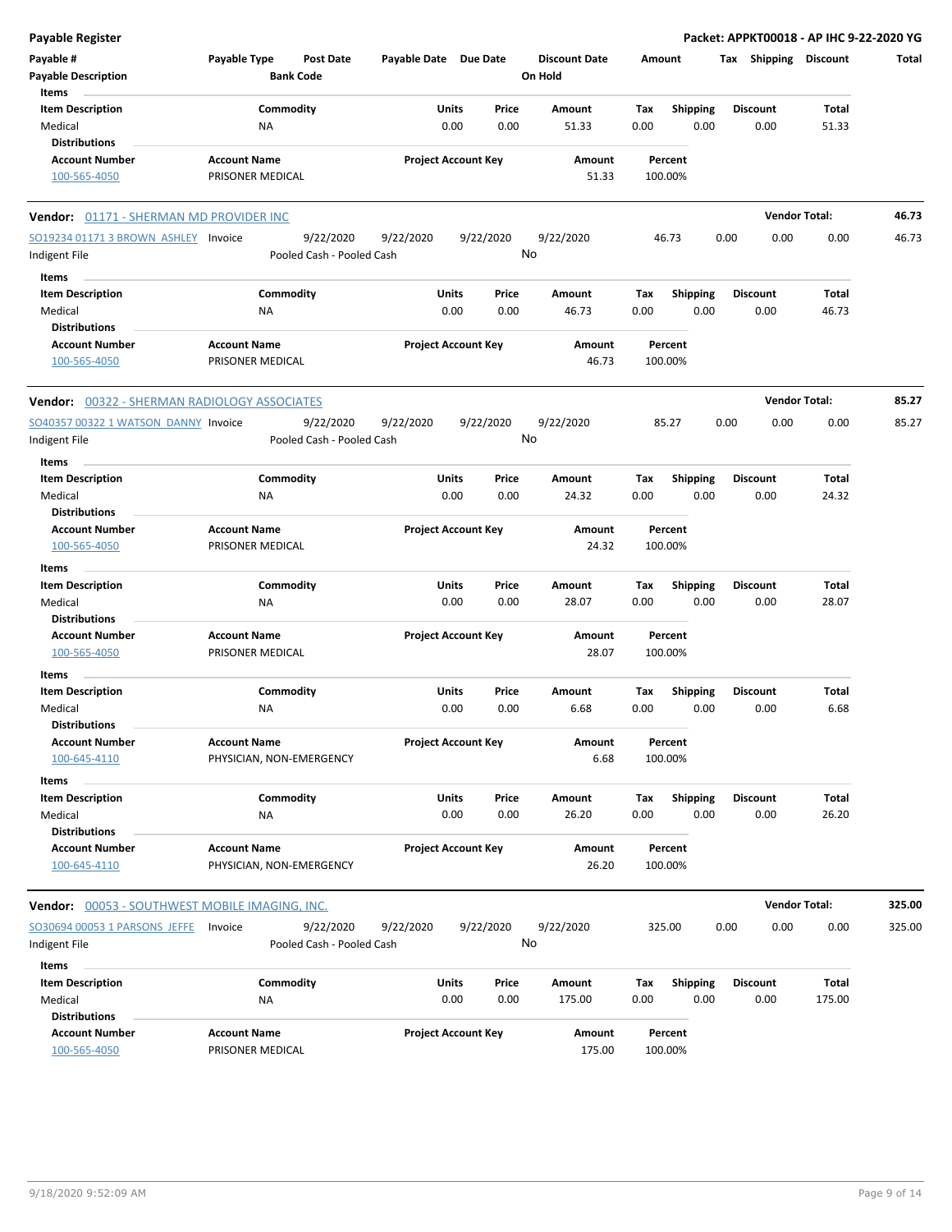**Payable Register** — **Packet: APPKT00018 - AP IHC 9-22-2020 YG**

| Payable # | Payable Type | Post Date | Payable Date | Due Date | Discount Date | Amount | Tax | Shipping | Discount | Total |
|---|---|---|---|---|---|---|---|---|---|---|
| Payable Description | | Bank Code | | | On Hold | | | | | |

**Items**

| Item Description | Commodity | Units | Price | Amount | Tax | Shipping | Discount | Total |
|---|---|---|---|---|---|---|---|---|
| Medical | NA | 0.00 | 0.00 | 51.33 | 0.00 | 0.00 | 0.00 | 51.33 |

**Distributions**

| Account Number | Account Name | Project Account Key | Amount | Percent |
|---|---|---|---|---|
| 100-565-4050 | PRISONER MEDICAL | | 51.33 | 100.00% |

---

**Vendor: 01171 - SHERMAN MD PROVIDER INC** — **Vendor Total: 46.73**

| Payable # | Payable Type | Post Date | Payable Date | Due Date | Discount Date | Amount | Tax | Shipping | Discount | Total |
|---|---|---|---|---|---|---|---|---|---|---|
| SO19234 01171 3 BROWN_ASHLEY | Invoice | 9/22/2020 | 9/22/2020 | 9/22/2020 | 9/22/2020 | 46.73 | 0.00 | 0.00 | 0.00 | 46.73 |
| Indigent File | | Pooled Cash - Pooled Cash | | | No | | | | | |

**Items**

| Item Description | Commodity | Units | Price | Amount | Tax | Shipping | Discount | Total |
|---|---|---|---|---|---|---|---|---|
| Medical | NA | 0.00 | 0.00 | 46.73 | 0.00 | 0.00 | 0.00 | 46.73 |

**Distributions**

| Account Number | Account Name | Project Account Key | Amount | Percent |
|---|---|---|---|---|
| 100-565-4050 | PRISONER MEDICAL | | 46.73 | 100.00% |

---

**Vendor: 00322 - SHERMAN RADIOLOGY ASSOCIATES** — **Vendor Total: 85.27**

| Payable # | Payable Type | Post Date | Payable Date | Due Date | Discount Date | Amount | Tax | Shipping | Discount | Total |
|---|---|---|---|---|---|---|---|---|---|---|
| SO40357 00322 1 WATSON_DANNY | Invoice | 9/22/2020 | 9/22/2020 | 9/22/2020 | 9/22/2020 | 85.27 | 0.00 | 0.00 | 0.00 | 85.27 |
| Indigent File | | Pooled Cash - Pooled Cash | | | No | | | | | |

**Items**

| Item Description | Commodity | Units | Price | Amount | Tax | Shipping | Discount | Total |
|---|---|---|---|---|---|---|---|---|
| Medical | NA | 0.00 | 0.00 | 24.32 | 0.00 | 0.00 | 0.00 | 24.32 |

**Distributions**

| Account Number | Account Name | Project Account Key | Amount | Percent |
|---|---|---|---|---|
| 100-565-4050 | PRISONER MEDICAL | | 24.32 | 100.00% |

**Items**

| Item Description | Commodity | Units | Price | Amount | Tax | Shipping | Discount | Total |
|---|---|---|---|---|---|---|---|---|
| Medical | NA | 0.00 | 0.00 | 28.07 | 0.00 | 0.00 | 0.00 | 28.07 |

**Distributions**

| Account Number | Account Name | Project Account Key | Amount | Percent |
|---|---|---|---|---|
| 100-565-4050 | PRISONER MEDICAL | | 28.07 | 100.00% |

**Items**

| Item Description | Commodity | Units | Price | Amount | Tax | Shipping | Discount | Total |
|---|---|---|---|---|---|---|---|---|
| Medical | NA | 0.00 | 0.00 | 6.68 | 0.00 | 0.00 | 0.00 | 6.68 |

**Distributions**

| Account Number | Account Name | Project Account Key | Amount | Percent |
|---|---|---|---|---|
| 100-645-4110 | PHYSICIAN, NON-EMERGENCY | | 6.68 | 100.00% |

**Items**

| Item Description | Commodity | Units | Price | Amount | Tax | Shipping | Discount | Total |
|---|---|---|---|---|---|---|---|---|
| Medical | NA | 0.00 | 0.00 | 26.20 | 0.00 | 0.00 | 0.00 | 26.20 |

**Distributions**

| Account Number | Account Name | Project Account Key | Amount | Percent |
|---|---|---|---|---|
| 100-645-4110 | PHYSICIAN, NON-EMERGENCY | | 26.20 | 100.00% |

---

**Vendor: 00053 - SOUTHWEST MOBILE IMAGING, INC.** — **Vendor Total: 325.00**

| Payable # | Payable Type | Post Date | Payable Date | Due Date | Discount Date | Amount | Tax | Shipping | Discount | Total |
|---|---|---|---|---|---|---|---|---|---|---|
| SO30694 00053 1 PARSONS_JEFFE | Invoice | 9/22/2020 | 9/22/2020 | 9/22/2020 | 9/22/2020 | 325.00 | 0.00 | 0.00 | 0.00 | 325.00 |
| Indigent File | | Pooled Cash - Pooled Cash | | | No | | | | | |

**Items**

| Item Description | Commodity | Units | Price | Amount | Tax | Shipping | Discount | Total |
|---|---|---|---|---|---|---|---|---|
| Medical | NA | 0.00 | 0.00 | 175.00 | 0.00 | 0.00 | 0.00 | 175.00 |

**Distributions**

| Account Number | Account Name | Project Account Key | Amount | Percent |
|---|---|---|---|---|
| 100-565-4050 | PRISONER MEDICAL | | 175.00 | 100.00% |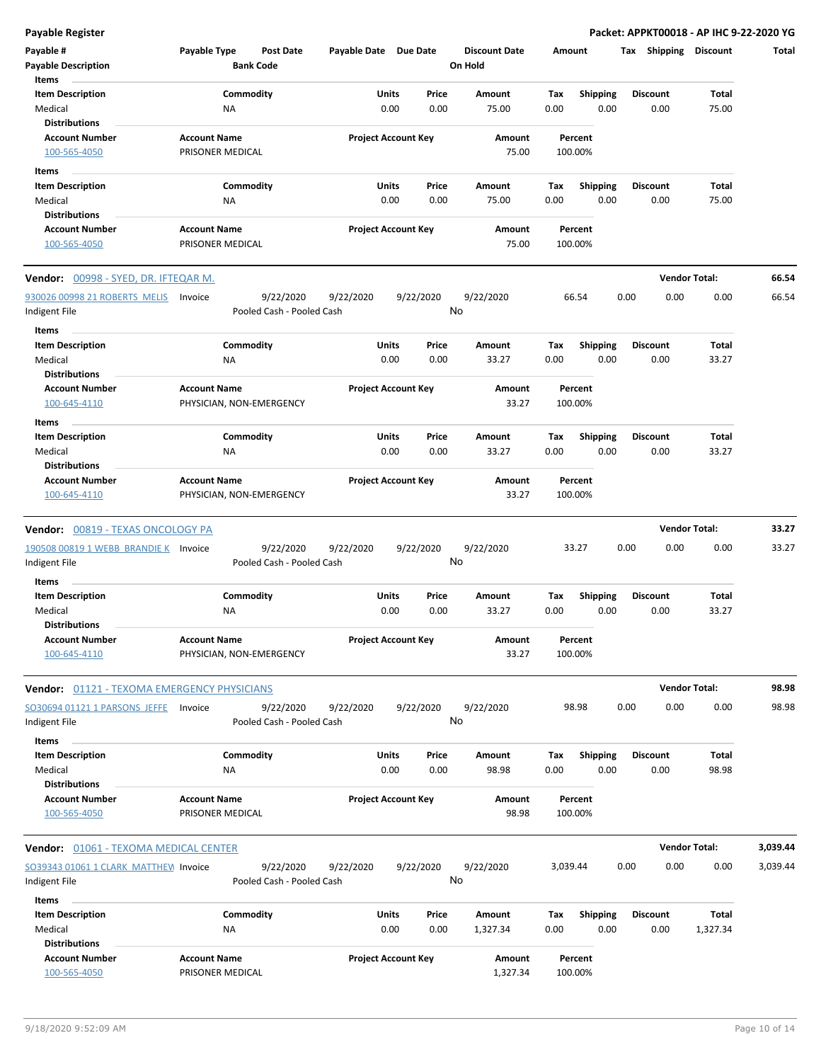| Payable # | Payable Type | Post Date | Payable Date | Due Date | Discount Date | Amount | Tax | Shipping | Discount | Total |
|---|---|---|---|---|---|---|---|---|---|---|
| Payable Description | | Bank Code | | | On Hold | | | | | |

**Items**

| Item Description | Commodity | Units | Price | Amount | Tax | Shipping | Discount | Total |
|---|---|---|---|---|---|---|---|---|
| Medical | NA | 0.00 | 0.00 | 75.00 | 0.00 | 0.00 | 0.00 | 75.00 |

**Distributions**

| Account Number | Account Name | Project Account Key | Amount | Percent |
|---|---|---|---|---|
| 100-565-4050 | PRISONER MEDICAL | | 75.00 | 100.00% |

**Items**

| Item Description | Commodity | Units | Price | Amount | Tax | Shipping | Discount | Total |
|---|---|---|---|---|---|---|---|---|
| Medical | NA | 0.00 | 0.00 | 75.00 | 0.00 | 0.00 | 0.00 | 75.00 |

**Distributions**

| Account Number | Account Name | Project Account Key | Amount | Percent |
|---|---|---|---|---|
| 100-565-4050 | PRISONER MEDICAL | | 75.00 | 100.00% |

## Vendor: 00998 - SYED, DR. IFTEQAR M.

**Vendor Total: 66.54**

| Payable # | Payable Type | Post Date | Payable Date | Due Date | Discount Date | Amount | Tax | Shipping | Discount | Total |
|---|---|---|---|---|---|---|---|---|---|---|
| 930026 00998 21 ROBERTS MELIS | Invoice | 9/22/2020 | 9/22/2020 | 9/22/2020 | 9/22/2020 | 66.54 | 0.00 | 0.00 | 0.00 | 66.54 |
| Indigent File | | Pooled Cash - Pooled Cash | | | No | | | | | |

**Items**

| Item Description | Commodity | Units | Price | Amount | Tax | Shipping | Discount | Total |
|---|---|---|---|---|---|---|---|---|
| Medical | NA | 0.00 | 0.00 | 33.27 | 0.00 | 0.00 | 0.00 | 33.27 |

**Distributions**

| Account Number | Account Name | Project Account Key | Amount | Percent |
|---|---|---|---|---|
| 100-645-4110 | PHYSICIAN, NON-EMERGENCY | | 33.27 | 100.00% |

**Items**

| Item Description | Commodity | Units | Price | Amount | Tax | Shipping | Discount | Total |
|---|---|---|---|---|---|---|---|---|
| Medical | NA | 0.00 | 0.00 | 33.27 | 0.00 | 0.00 | 0.00 | 33.27 |

**Distributions**

| Account Number | Account Name | Project Account Key | Amount | Percent |
|---|---|---|---|---|
| 100-645-4110 | PHYSICIAN, NON-EMERGENCY | | 33.27 | 100.00% |

## Vendor: 00819 - TEXAS ONCOLOGY PA

**Vendor Total: 33.27**

| Payable # | Payable Type | Post Date | Payable Date | Due Date | Discount Date | Amount | Tax | Shipping | Discount | Total |
|---|---|---|---|---|---|---|---|---|---|---|
| 190508 00819 1 WEBB BRANDIE K | Invoice | 9/22/2020 | 9/22/2020 | 9/22/2020 | 9/22/2020 | 33.27 | 0.00 | 0.00 | 0.00 | 33.27 |
| Indigent File | | Pooled Cash - Pooled Cash | | | No | | | | | |

**Items**

| Item Description | Commodity | Units | Price | Amount | Tax | Shipping | Discount | Total |
|---|---|---|---|---|---|---|---|---|
| Medical | NA | 0.00 | 0.00 | 33.27 | 0.00 | 0.00 | 0.00 | 33.27 |

**Distributions**

| Account Number | Account Name | Project Account Key | Amount | Percent |
|---|---|---|---|---|
| 100-645-4110 | PHYSICIAN, NON-EMERGENCY | | 33.27 | 100.00% |

## Vendor: 01121 - TEXOMA EMERGENCY PHYSICIANS

**Vendor Total: 98.98**

| Payable # | Payable Type | Post Date | Payable Date | Due Date | Discount Date | Amount | Tax | Shipping | Discount | Total |
|---|---|---|---|---|---|---|---|---|---|---|
| SO30694 01121 1 PARSONS JEFFE | Invoice | 9/22/2020 | 9/22/2020 | 9/22/2020 | 9/22/2020 | 98.98 | 0.00 | 0.00 | 0.00 | 98.98 |
| Indigent File | | Pooled Cash - Pooled Cash | | | No | | | | | |

**Items**

| Item Description | Commodity | Units | Price | Amount | Tax | Shipping | Discount | Total |
|---|---|---|---|---|---|---|---|---|
| Medical | NA | 0.00 | 0.00 | 98.98 | 0.00 | 0.00 | 0.00 | 98.98 |

**Distributions**

| Account Number | Account Name | Project Account Key | Amount | Percent |
|---|---|---|---|---|
| 100-565-4050 | PRISONER MEDICAL | | 98.98 | 100.00% |

## Vendor: 01061 - TEXOMA MEDICAL CENTER

**Vendor Total: 3,039.44**

| Payable # | Payable Type | Post Date | Payable Date | Due Date | Discount Date | Amount | Tax | Shipping | Discount | Total |
|---|---|---|---|---|---|---|---|---|---|---|
| SO39343 01061 1 CLARK MATTHEW | Invoice | 9/22/2020 | 9/22/2020 | 9/22/2020 | 9/22/2020 | 3,039.44 | 0.00 | 0.00 | 0.00 | 3,039.44 |
| Indigent File | | Pooled Cash - Pooled Cash | | | No | | | | | |

**Items**

| Item Description | Commodity | Units | Price | Amount | Tax | Shipping | Discount | Total |
|---|---|---|---|---|---|---|---|---|
| Medical | NA | 0.00 | 0.00 | 1,327.34 | 0.00 | 0.00 | 0.00 | 1,327.34 |

**Distributions**

| Account Number | Account Name | Project Account Key | Amount | Percent |
|---|---|---|---|---|
| 100-565-4050 | PRISONER MEDICAL | | 1,327.34 | 100.00% |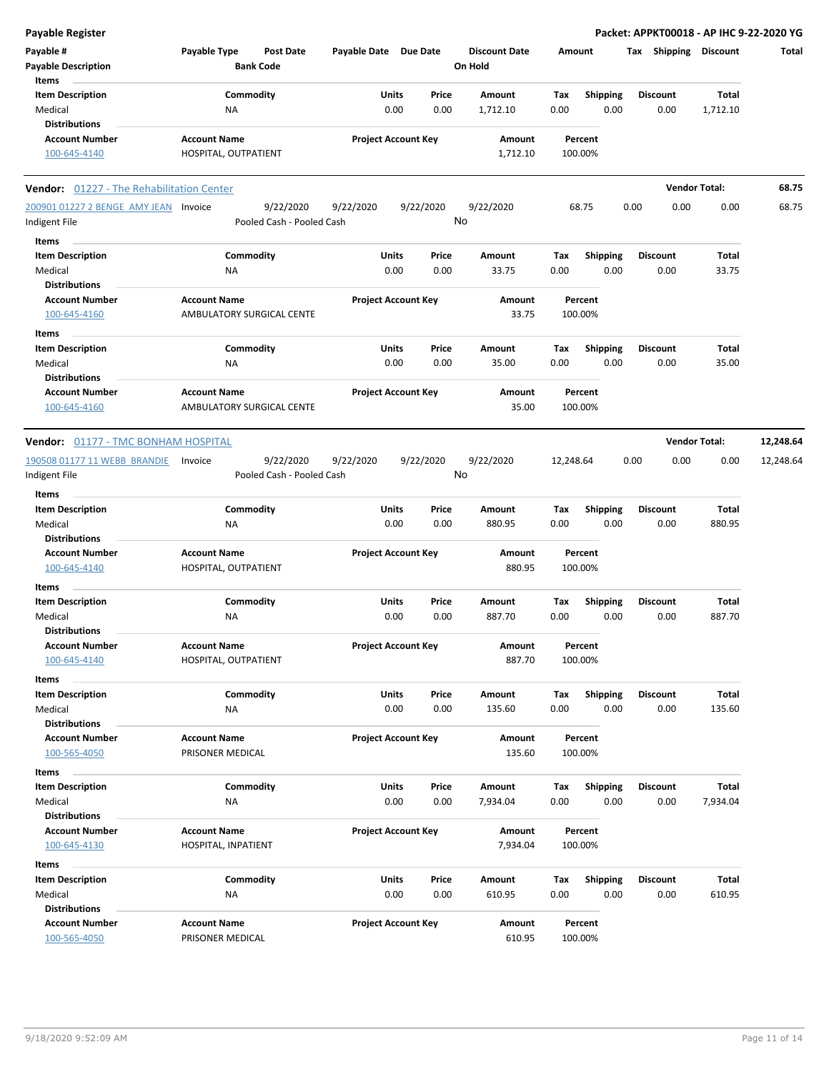**Payable Register** — **Packet: APPKT00018 - AP IHC 9-22-2020 YG**

| Payable # | Payable Type | Post Date | Payable Date | Due Date | Discount Date | Amount | Tax | Shipping | Discount | Total |
|---|---|---|---|---|---|---|---|---|---|---|
| Payable Description | | Bank Code | | | On Hold | | | | | |

**Items**

| Item Description | Commodity | Units | Price | Amount | Tax | Shipping | Discount | Total |
|---|---|---|---|---|---|---|---|---|
| Medical | NA | 0.00 | 0.00 | 1,712.10 | 0.00 | 0.00 | 0.00 | 1,712.10 |

**Distributions**

| Account Number | Account Name | Project Account Key | Amount | Percent |
|---|---|---|---|---|
| 100-645-4140 | HOSPITAL, OUTPATIENT | | 1,712.10 | 100.00% |

---

**Vendor:** 01227 - The Rehabilitation Center — **Vendor Total: 68.75**

| Payable # | Payable Type | Post Date | Payable Date | Due Date | Discount Date | Amount | Tax | Shipping | Discount | Total |
|---|---|---|---|---|---|---|---|---|---|---|
| 200901 01227 2 BENGE AMY JEAN | Invoice | 9/22/2020 | 9/22/2020 | 9/22/2020 | 9/22/2020 | 68.75 | 0.00 | 0.00 | 0.00 | 68.75 |
| Indigent File | | Pooled Cash - Pooled Cash | | | No | | | | | |

**Items**

| Item Description | Commodity | Units | Price | Amount | Tax | Shipping | Discount | Total |
|---|---|---|---|---|---|---|---|---|
| Medical | NA | 0.00 | 0.00 | 33.75 | 0.00 | 0.00 | 0.00 | 33.75 |

**Distributions**

| Account Number | Account Name | Project Account Key | Amount | Percent |
|---|---|---|---|---|
| 100-645-4160 | AMBULATORY SURGICAL CENTE | | 33.75 | 100.00% |

**Items**

| Item Description | Commodity | Units | Price | Amount | Tax | Shipping | Discount | Total |
|---|---|---|---|---|---|---|---|---|
| Medical | NA | 0.00 | 0.00 | 35.00 | 0.00 | 0.00 | 0.00 | 35.00 |

**Distributions**

| Account Number | Account Name | Project Account Key | Amount | Percent |
|---|---|---|---|---|
| 100-645-4160 | AMBULATORY SURGICAL CENTE | | 35.00 | 100.00% |

---

**Vendor:** 01177 - TMC BONHAM HOSPITAL — **Vendor Total: 12,248.64**

| Payable # | Payable Type | Post Date | Payable Date | Due Date | Discount Date | Amount | Tax | Shipping | Discount | Total |
|---|---|---|---|---|---|---|---|---|---|---|
| 190508 01177 11 WEBB BRANDIE | Invoice | 9/22/2020 | 9/22/2020 | 9/22/2020 | 9/22/2020 | 12,248.64 | 0.00 | 0.00 | 0.00 | 12,248.64 |
| Indigent File | | Pooled Cash - Pooled Cash | | | No | | | | | |

**Items**

| Item Description | Commodity | Units | Price | Amount | Tax | Shipping | Discount | Total |
|---|---|---|---|---|---|---|---|---|
| Medical | NA | 0.00 | 0.00 | 880.95 | 0.00 | 0.00 | 0.00 | 880.95 |

**Distributions**

| Account Number | Account Name | Project Account Key | Amount | Percent |
|---|---|---|---|---|
| 100-645-4140 | HOSPITAL, OUTPATIENT | | 880.95 | 100.00% |

**Items**

| Item Description | Commodity | Units | Price | Amount | Tax | Shipping | Discount | Total |
|---|---|---|---|---|---|---|---|---|
| Medical | NA | 0.00 | 0.00 | 887.70 | 0.00 | 0.00 | 0.00 | 887.70 |

**Distributions**

| Account Number | Account Name | Project Account Key | Amount | Percent |
|---|---|---|---|---|
| 100-645-4140 | HOSPITAL, OUTPATIENT | | 887.70 | 100.00% |

**Items**

| Item Description | Commodity | Units | Price | Amount | Tax | Shipping | Discount | Total |
|---|---|---|---|---|---|---|---|---|
| Medical | NA | 0.00 | 0.00 | 135.60 | 0.00 | 0.00 | 0.00 | 135.60 |

**Distributions**

| Account Number | Account Name | Project Account Key | Amount | Percent |
|---|---|---|---|---|
| 100-565-4050 | PRISONER MEDICAL | | 135.60 | 100.00% |

**Items**

| Item Description | Commodity | Units | Price | Amount | Tax | Shipping | Discount | Total |
|---|---|---|---|---|---|---|---|---|
| Medical | NA | 0.00 | 0.00 | 7,934.04 | 0.00 | 0.00 | 0.00 | 7,934.04 |

**Distributions**

| Account Number | Account Name | Project Account Key | Amount | Percent |
|---|---|---|---|---|
| 100-645-4130 | HOSPITAL, INPATIENT | | 7,934.04 | 100.00% |

**Items**

| Item Description | Commodity | Units | Price | Amount | Tax | Shipping | Discount | Total |
|---|---|---|---|---|---|---|---|---|
| Medical | NA | 0.00 | 0.00 | 610.95 | 0.00 | 0.00 | 0.00 | 610.95 |

**Distributions**

| Account Number | Account Name | Project Account Key | Amount | Percent |
|---|---|---|---|---|
| 100-565-4050 | PRISONER MEDICAL | | 610.95 | 100.00% |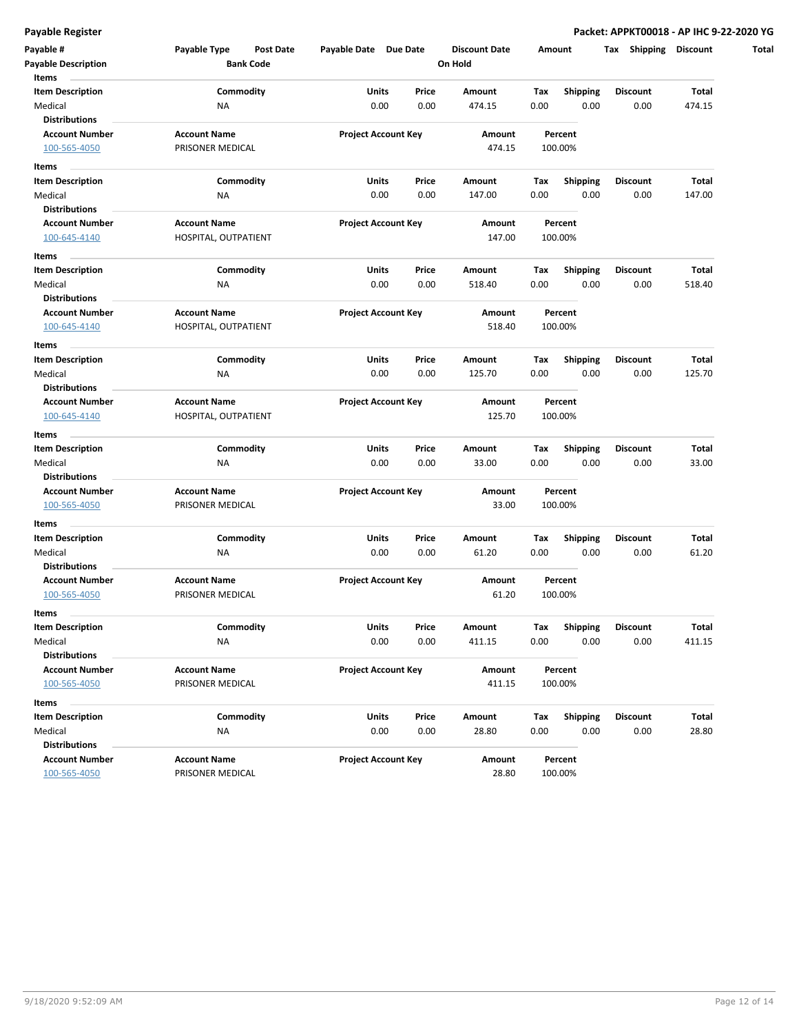**Payable Register** **Packet: APPKT00018 - AP IHC 9-22-2020 YG**

| Payable # | Payable Type | Post Date | Payable Date | Due Date | Discount Date | Amount | Tax | Shipping | Discount | Total |
|---|---|---|---|---|---|---|---|---|---|---|
| **Payable Description** | | **Bank Code** | | | **On Hold** | | | | | |

**Items**

| Item Description | Commodity | Units | Price | Amount | Tax | Shipping | Discount | Total |
|---|---|---|---|---|---|---|---|---|
| Medical | NA | 0.00 | 0.00 | 474.15 | 0.00 | 0.00 | 0.00 | 474.15 |

**Distributions**

| Account Number | Account Name | Project Account Key | Amount | Percent |
|---|---|---|---|---|
| 100-565-4050 | PRISONER MEDICAL | | 474.15 | 100.00% |

**Items**

| Item Description | Commodity | Units | Price | Amount | Tax | Shipping | Discount | Total |
|---|---|---|---|---|---|---|---|---|
| Medical | NA | 0.00 | 0.00 | 147.00 | 0.00 | 0.00 | 0.00 | 147.00 |

**Distributions**

| Account Number | Account Name | Project Account Key | Amount | Percent |
|---|---|---|---|---|
| 100-645-4140 | HOSPITAL, OUTPATIENT | | 147.00 | 100.00% |

**Items**

| Item Description | Commodity | Units | Price | Amount | Tax | Shipping | Discount | Total |
|---|---|---|---|---|---|---|---|---|
| Medical | NA | 0.00 | 0.00 | 518.40 | 0.00 | 0.00 | 0.00 | 518.40 |

**Distributions**

| Account Number | Account Name | Project Account Key | Amount | Percent |
|---|---|---|---|---|
| 100-645-4140 | HOSPITAL, OUTPATIENT | | 518.40 | 100.00% |

**Items**

| Item Description | Commodity | Units | Price | Amount | Tax | Shipping | Discount | Total |
|---|---|---|---|---|---|---|---|---|
| Medical | NA | 0.00 | 0.00 | 125.70 | 0.00 | 0.00 | 0.00 | 125.70 |

**Distributions**

| Account Number | Account Name | Project Account Key | Amount | Percent |
|---|---|---|---|---|
| 100-645-4140 | HOSPITAL, OUTPATIENT | | 125.70 | 100.00% |

**Items**

| Item Description | Commodity | Units | Price | Amount | Tax | Shipping | Discount | Total |
|---|---|---|---|---|---|---|---|---|
| Medical | NA | 0.00 | 0.00 | 33.00 | 0.00 | 0.00 | 0.00 | 33.00 |

**Distributions**

| Account Number | Account Name | Project Account Key | Amount | Percent |
|---|---|---|---|---|
| 100-565-4050 | PRISONER MEDICAL | | 33.00 | 100.00% |

**Items**

| Item Description | Commodity | Units | Price | Amount | Tax | Shipping | Discount | Total |
|---|---|---|---|---|---|---|---|---|
| Medical | NA | 0.00 | 0.00 | 61.20 | 0.00 | 0.00 | 0.00 | 61.20 |

**Distributions**

| Account Number | Account Name | Project Account Key | Amount | Percent |
|---|---|---|---|---|
| 100-565-4050 | PRISONER MEDICAL | | 61.20 | 100.00% |

**Items**

| Item Description | Commodity | Units | Price | Amount | Tax | Shipping | Discount | Total |
|---|---|---|---|---|---|---|---|---|
| Medical | NA | 0.00 | 0.00 | 411.15 | 0.00 | 0.00 | 0.00 | 411.15 |

**Distributions**

| Account Number | Account Name | Project Account Key | Amount | Percent |
|---|---|---|---|---|
| 100-565-4050 | PRISONER MEDICAL | | 411.15 | 100.00% |

**Items**

| Item Description | Commodity | Units | Price | Amount | Tax | Shipping | Discount | Total |
|---|---|---|---|---|---|---|---|---|
| Medical | NA | 0.00 | 0.00 | 28.80 | 0.00 | 0.00 | 0.00 | 28.80 |

**Distributions**

| Account Number | Account Name | Project Account Key | Amount | Percent |
|---|---|---|---|---|
| 100-565-4050 | PRISONER MEDICAL | | 28.80 | 100.00% |

9/18/2020 9:52:09 AM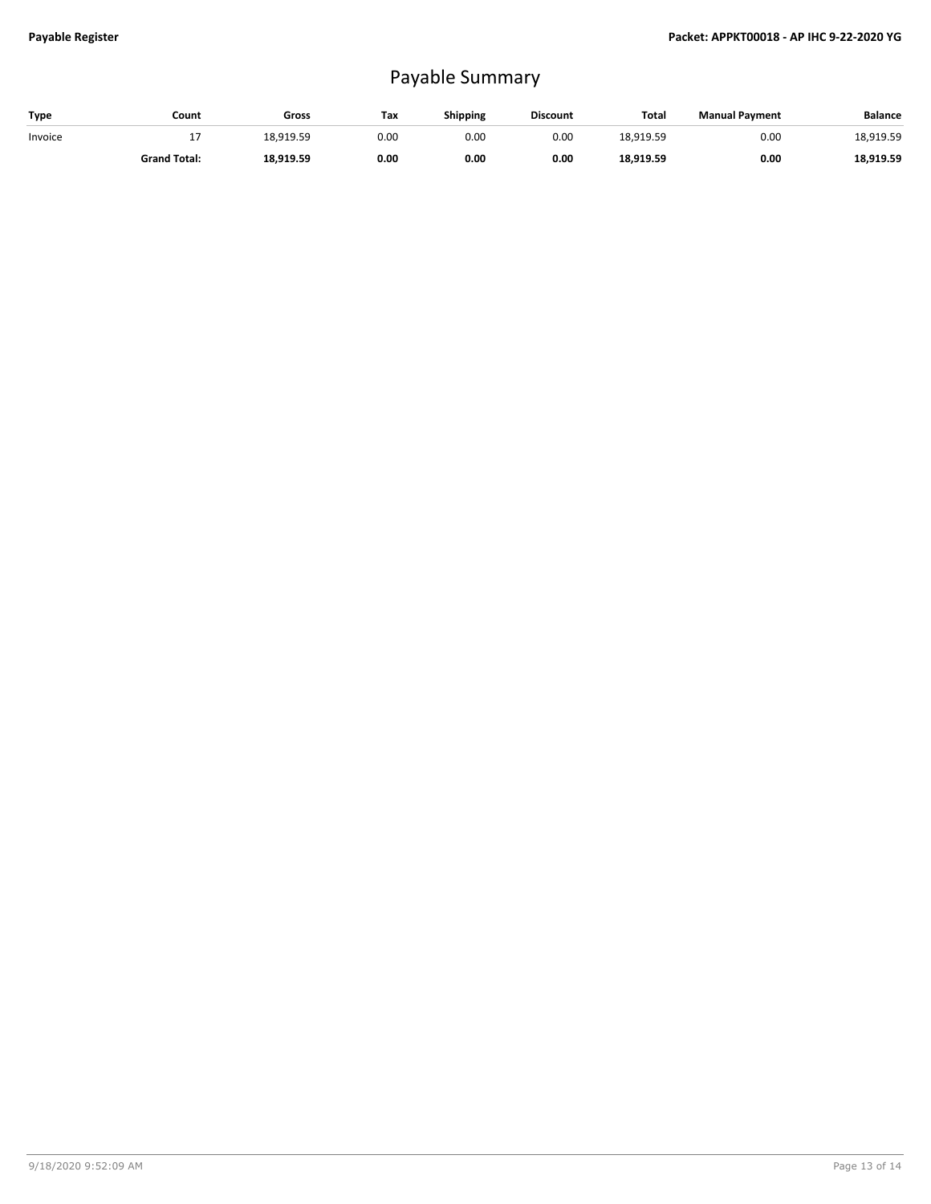# Payable Summary

| Type | Count | Gross | Tax | Shipping | Discount | Total | Manual Payment | Balance |
|---|---|---|---|---|---|---|---|---|
| Invoice | 17 | 18,919.59 | 0.00 | 0.00 | 0.00 | 18,919.59 | 0.00 | 18,919.59 |
| | **Grand Total:** | **18,919.59** | **0.00** | **0.00** | **0.00** | **18,919.59** | **0.00** | **18,919.59** |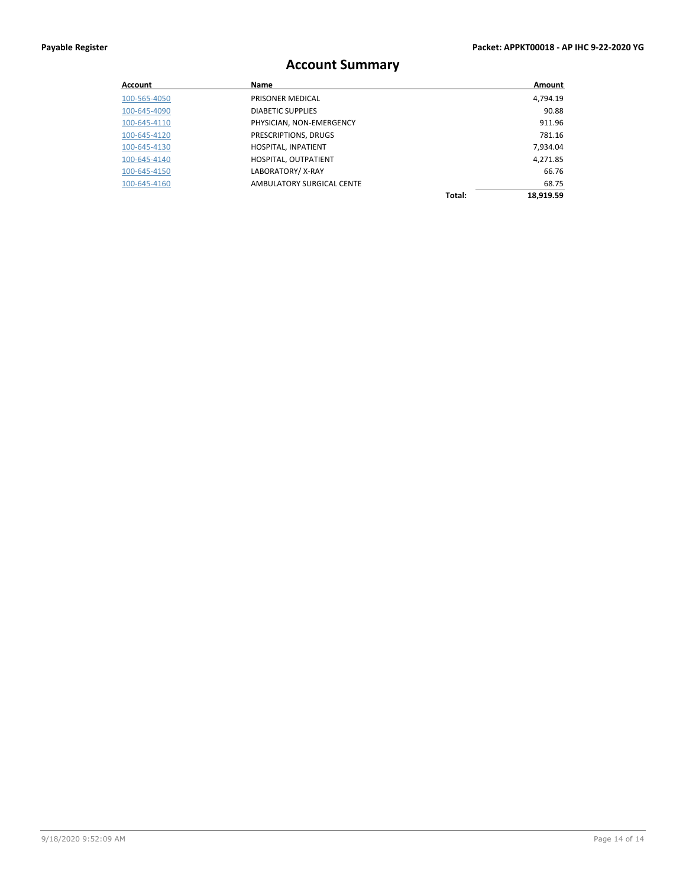# Account Summary

| Account | Name | | Amount |
|---|---|---|---|
| 100-565-4050 | PRISONER MEDICAL | | 4,794.19 |
| 100-645-4090 | DIABETIC SUPPLIES | | 90.88 |
| 100-645-4110 | PHYSICIAN, NON-EMERGENCY | | 911.96 |
| 100-645-4120 | PRESCRIPTIONS, DRUGS | | 781.16 |
| 100-645-4130 | HOSPITAL, INPATIENT | | 7,934.04 |
| 100-645-4140 | HOSPITAL, OUTPATIENT | | 4,271.85 |
| 100-645-4150 | LABORATORY/ X-RAY | | 66.76 |
| 100-645-4160 | AMBULATORY SURGICAL CENTE | | 68.75 |
| | | **Total:** | **18,919.59** |